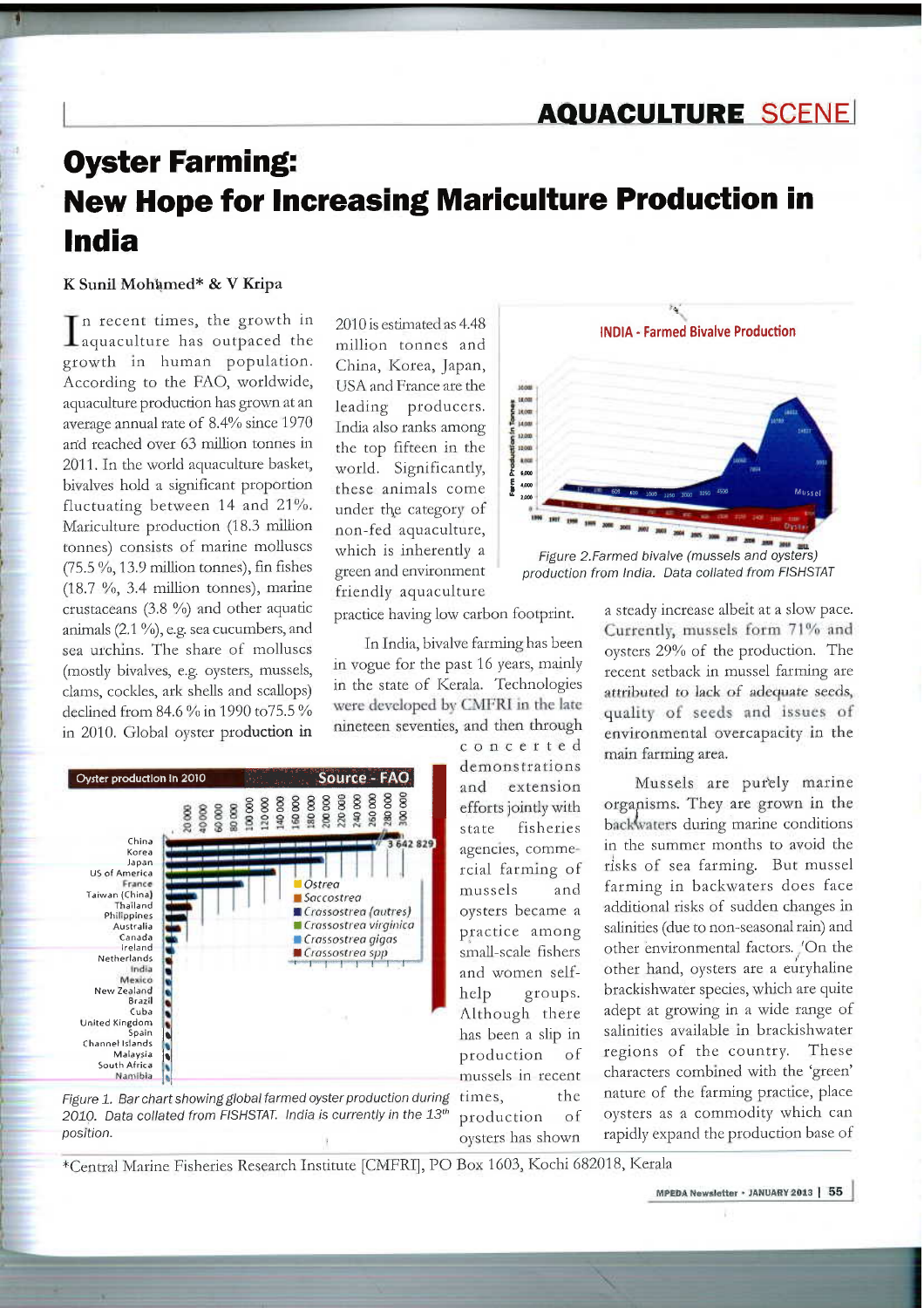# Oyster Farming: New Hope for Increasing Mariculture Production in India

**K Sunil Mohamed* & V Kripa**

In recent times, the growth in aquaculture has outpaced the growth in human population. According to the FAO, worldwide, aquaculture production has grown at an average annual rate of 8.4% since 1970 and reached over 63 million tonnes in 2011. In the world aquaculture basket, bivalves hold a significant proportion fluctuating between 14 and 21%. Mariculture production (18.3 million tonnes) consists of marine molluscs (75.5 %, 13.9 million tonnes), fin fishes (18.7 %, 3.4 million tonnes), marine crustaceans (3.8 %) and other aquatic animals (2.1 %), e.g. sea cucumbers, and sea urchins. The share of molluscs (mostly bivalves, e.g. oysters, mussels, clams, cockles, ark shells and scallops) declined from 84.6 % in 1990 to75.5 % in 2010. Global oyster production in 2010 is estimated as 4.48 million tonnes and China, Korea, Japan, USA and France are the leading producers. India also ranks among the top fifteen in the world. Significantly, these animals come under the category of non-fed aquaculture, which is inherently a green and environment friendly aquaculture practice having low carbon footprint.

In India, bivalve farming has been in vogue for the past 16 years, mainly in the state of Kerala. Technologies were developed by CMFRI in the late nineteen seventies, and then through concerted demonstrations and extension efforts jointly with state fisheries agencies, commercial farming of mussels and oysters became a practice among small-scale fishers and women self-help groups. Although there has been a slip in production of mussels in recent times, the production of oysters has shown a steady increase albeit at a slow pace. Currently, mussels form 71% and oysters 29% of the production. The recent setback in mussel farming are attributed to lack of adequate seeds, quality of seeds and issues of environmental overcapacity in the main farming area.

Figure 1. Bar chart showing global farmed oyster production during 2010. Data collated from FISHSTAT. India is currently in the 13th position.

Figure 2. Farmed bivalve (mussels and oysters) production from India. Data collated from FISHSTAT

Mussels are purely marine organisms. They are grown in the backwaters during marine conditions in the summer months to avoid the risks of sea farming. But mussel farming in backwaters does face additional risks of sudden changes in salinities (due to non-seasonal rain) and other environmental factors. On the other hand, oysters are a euryhaline brackishwater species, which are quite adept at growing in a wide range of salinities available in brackishwater regions of the country. These characters combined with the 'green' nature of the farming practice, place oysters as a commodity which can rapidly expand the production base of

*Central Marine Fisheries Research Institute [CMFRI], PO Box 1603, Kochi 682018, Kerala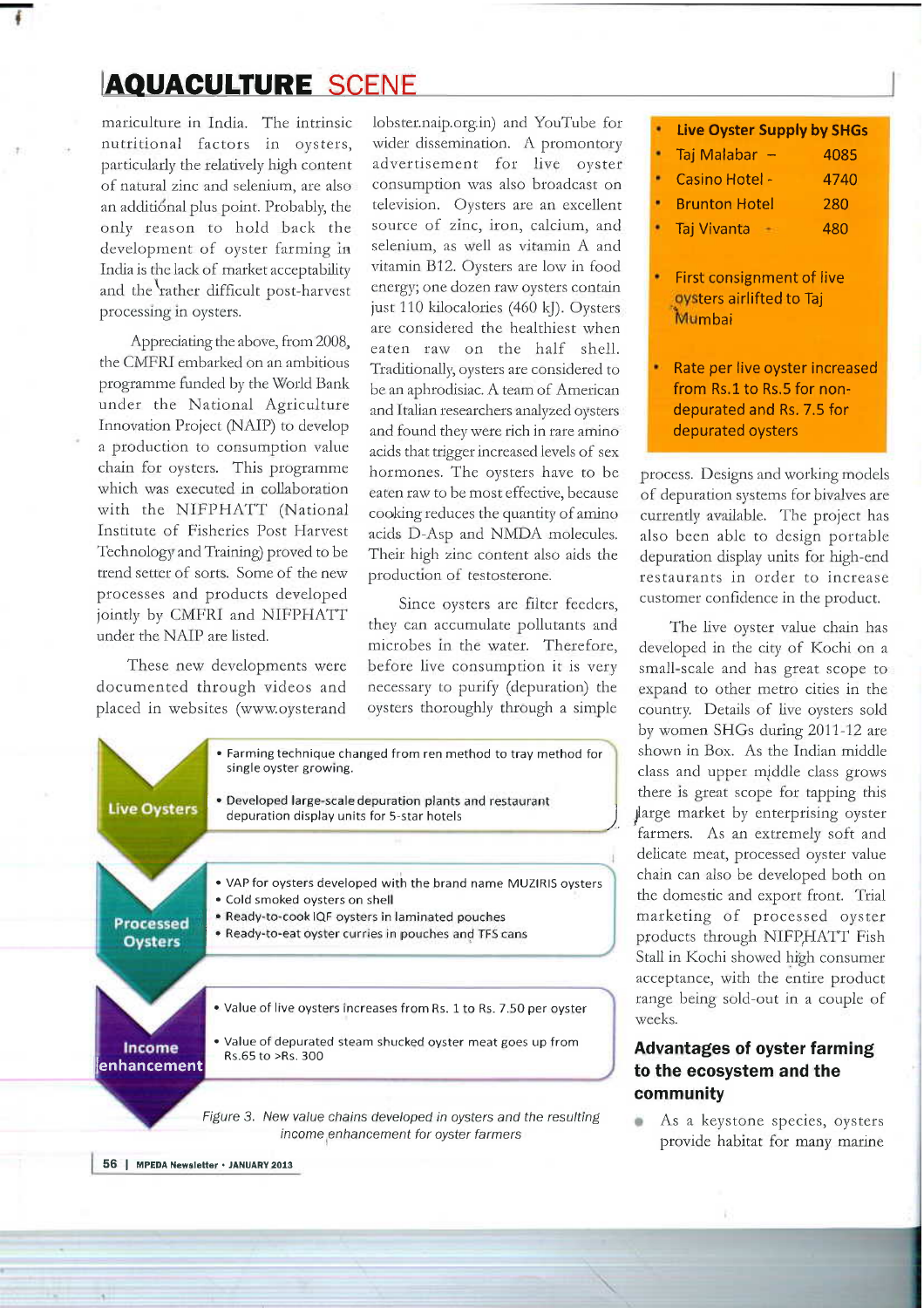# AQUACULTURE SCENE

mariculture in India. The intrinsic nutritional factors in oysters, particularly the relatively high content of natural zinc and selenium, are also an additional plus point. Probably, the only reason to hold back the development of oyster farming in India is the lack of market acceptability and the rather difficult post-harvest processing in oysters.

Appreciating the above, from 2008, the CMFRI embarked on an ambitious programme funded by the World Bank under the National Agriculture Innovation Project (NAIP) to develop a production to consumption value chain for oysters. This programme which was executed in collaboration with the NIFPHATT (National Institute of Fisheries Post Harvest Technology and Training) proved to be trend setter of sorts. Some of the new processes and products developed jointly by CMFRI and NIFPHATT under the NAIP are listed.

These new developments were documented through videos and placed in websites (www.oysterandlobster.naip.org.in) and YouTube for wider dissemination. A promontory advertisement for live oyster consumption was also broadcast on television. Oysters are an excellent source of zinc, iron, calcium, and selenium, as well as vitamin A and vitamin B12. Oysters are low in food energy; one dozen raw oysters contain just 110 kilocalories (460 kJ). Oysters are considered the healthiest when eaten raw on the half shell. Traditionally, oysters are considered to be an aphrodisiac. A team of American and Italian researchers analyzed oysters and found they were rich in rare amino acids that trigger increased levels of sex hormones. The oysters have to be eaten raw to be most effective, because cooking reduces the quantity of amino acids D-Asp and NMDA molecules. Their high zinc content also aids the production of testosterone.

Since oysters are filter feeders, they can accumulate pollutants and microbes in the water. Therefore, before live consumption it is very necessary to purify (depuration) the oysters thoroughly through a simple process. Designs and working models of depuration systems for bivalves are currently available. The project has also been able to design portable depuration display units for high-end restaurants in order to increase customer confidence in the product.

- **Live Oyster Supply by SHGs**
- Taj Malabar – 4085
- Casino Hotel - 4740
- Brunton Hotel 280
- Taj Vivanta - 480

- First consignment of live oysters airlifted to Taj Mumbai

- Rate per live oyster increased from Rs.1 to Rs.5 for non-depurated and Rs. 7.5 for depurated oysters

The live oyster value chain has developed in the city of Kochi on a small-scale and has great scope to expand to other metro cities in the country. Details of live oysters sold by women SHGs during 2011-12 are shown in Box. As the Indian middle class and upper middle class grows there is great scope for tapping this large market by enterprising oyster farmers. As an extremely soft and delicate meat, processed oyster value chain can also be developed both on the domestic and export front. Trial marketing of processed oyster products through NIFPHATT Fish Stall in Kochi showed high consumer acceptance, with the entire product range being sold-out in a couple of weeks.

**Live Oysters**
- Farming technique changed from ren method to tray method for single oyster growing.
- Developed large-scale depuration plants and restaurant depuration display units for 5-star hotels

**Processed Oysters**
- VAP for oysters developed with the brand name MUZIRIS oysters
- Cold smoked oysters on shell
- Ready-to-cook IQF oysters in laminated pouches
- Ready-to-eat oyster curries in pouches and TFS cans

**Income enhancement**
- Value of live oysters increases from Rs. 1 to Rs. 7.50 per oyster
- Value of depurated steam shucked oyster meat goes up from Rs.65 to >Rs. 300

*Figure 3. New value chains developed in oysters and the resulting income enhancement for oyster farmers*

## Advantages of oyster farming to the ecosystem and the community

- As a keystone species, oysters provide habitat for many marine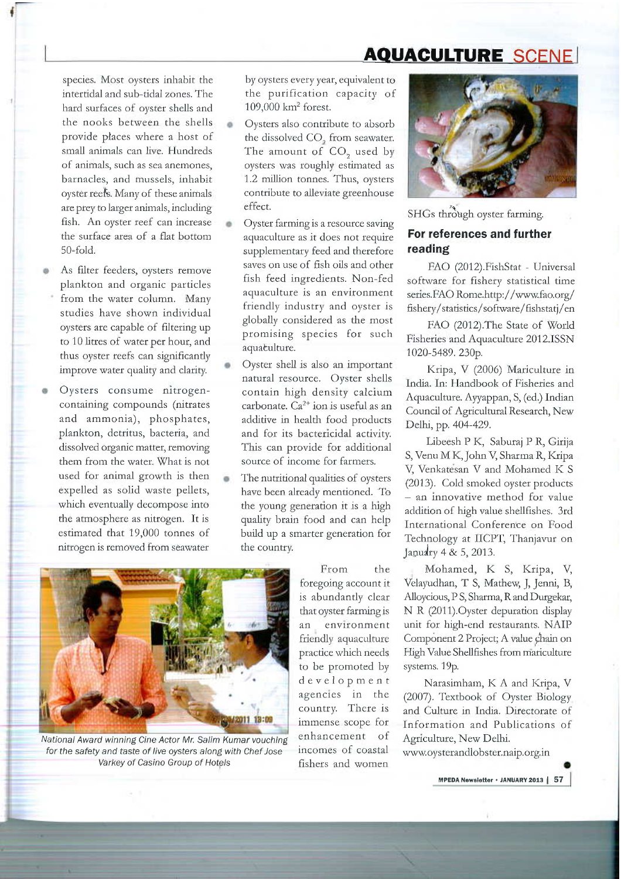species. Most oysters inhabit the intertidal and sub-tidal zones. The hard surfaces of oyster shells and the nooks between the shells provide places where a host of small animals can live. Hundreds of animals, such as sea anemones, barnacles, and mussels, inhabit oyster reefs. Many of these animals are prey to larger animals, including fish. An oyster reef can increase the surface area of a flat bottom 50-fold.

- As filter feeders, oysters remove plankton and organic particles from the water column. Many studies have shown individual oysters are capable of filtering up to 10 litres of water per hour, and thus oyster reefs can significantly improve water quality and clarity.
- Oysters consume nitrogen-containing compounds (nitrates and ammonia), phosphates, plankton, detritus, bacteria, and dissolved organic matter, removing them from the water. What is not used for animal growth is then expelled as solid waste pellets, which eventually decompose into the atmosphere as nitrogen. It is estimated that 19,000 tonnes of nitrogen is removed from seawater by oysters every year, equivalent to the purification capacity of 109,000 km$^2$ forest.
- Oysters also contribute to absorb the dissolved $CO_2$ from seawater. The amount of $CO_2$ used by oysters was roughly estimated as 1.2 million tonnes. Thus, oysters contribute to alleviate greenhouse effect.
- Oyster farming is a resource saving aquaculture as it does not require supplementary feed and therefore saves on use of fish oils and other fish feed ingredients. Non-fed aquaculture is an environment friendly industry and oyster is globally considered as the most promising species for such aquaculture.
- Oyster shell is also an important natural resource. Oyster shells contain high density calcium carbonate. $Ca^{2+}$ ion is useful as an additive in health food products and for its bactericidal activity. This can provide for additional source of income for farmers.
- The nutritional qualities of oysters have been already mentioned. To the young generation it is a high quality brain food and can help build up a smarter generation for the country.

National Award winning Cine Actor Mr. Salim Kumar vouching for the safety and taste of live oysters along with Chef Jose Varkey of Casino Group of Hotels

From the foregoing account it is abundantly clear that oyster farming is an environment friendly aquaculture practice which needs to be promoted by development agencies in the country. There is immense scope for enhancement of incomes of coastal fishers and women SHGs through oyster farming.

## For references and further reading

FAO (2012).FishStat - Universal software for fishery statistical time series.FAO Rome.http://www.fao.org/fishery/statistics/software/fishstatj/en

FAO (2012).The State of World Fisheries and Aquaculture 2012.ISSN 1020-5489. 230p.

Kripa, V (2006) Mariculture in India. In: Handbook of Fisheries and Aquaculture. Ayyappan, S, (ed.) Indian Council of Agricultural Research, New Delhi, pp. 404-429.

Libeesh P K, Saburaj P R, Girija S, Venu M K, John V, Sharma R, Kripa V, Venkatesan V and Mohamed K S (2013). Cold smoked oyster products – an innovative method for value addition of high value shellfishes. 3rd International Conference on Food Technology at IICPT, Thanjavur on January 4 & 5, 2013.

Mohamed, K S, Kripa, V, Velayudhan, T S, Mathew, J, Jenni, B, Alloycious, P S, Sharma, R and Durgekar, N R (2011).Oyster depuration display unit for high-end restaurants. NAIP Component 2 Project; A value chain on High Value Shellfishes from mariculture systems. 19p.

Narasimham, K A and Kripa, V (2007). Textbook of Oyster Biology and Culture in India. Directorate of Information and Publications of Agriculture, New Delhi.

www.oysterandlobster.naip.org.in